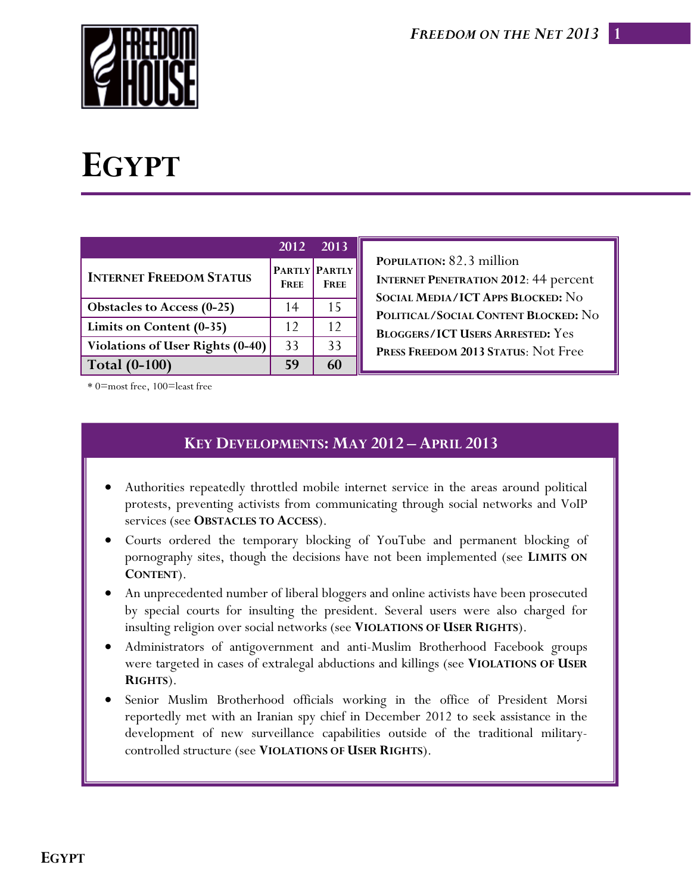# EGYPT

| | 2012 | 2013 |
|---|---|---|
| **INTERNET FREEDOM STATUS** | **PARTLY FREE** | **PARTLY FREE** |
| **Obstacles to Access (0-25)** | 14 | 15 |
| **Limits on Content (0-35)** | 12 | 12 |
| **Violations of User Rights (0-40)** | 33 | 33 |
| **Total (0-100)** | **59** | **60** |

\* 0=most free, 100=least free

**POPULATION:** 82.3 million
**INTERNET PENETRATION 2012**: 44 percent
**SOCIAL MEDIA/ICT APPS BLOCKED:** No
**POLITICAL/SOCIAL CONTENT BLOCKED:** No
**BLOGGERS/ICT USERS ARRESTED:** Yes
**PRESS FREEDOM 2013 STATUS**: Not Free

## KEY DEVELOPMENTS: MAY 2012 – APRIL 2013

- Authorities repeatedly throttled mobile internet service in the areas around political protests, preventing activists from communicating through social networks and VoIP services (see **OBSTACLES TO ACCESS**).
- Courts ordered the temporary blocking of YouTube and permanent blocking of pornography sites, though the decisions have not been implemented (see **LIMITS ON CONTENT**).
- An unprecedented number of liberal bloggers and online activists have been prosecuted by special courts for insulting the president. Several users were also charged for insulting religion over social networks (see **VIOLATIONS OF USER RIGHTS**).
- Administrators of antigovernment and anti-Muslim Brotherhood Facebook groups were targeted in cases of extralegal abductions and killings (see **VIOLATIONS OF USER RIGHTS**).
- Senior Muslim Brotherhood officials working in the office of President Morsi reportedly met with an Iranian spy chief in December 2012 to seek assistance in the development of new surveillance capabilities outside of the traditional military-controlled structure (see **VIOLATIONS OF USER RIGHTS**).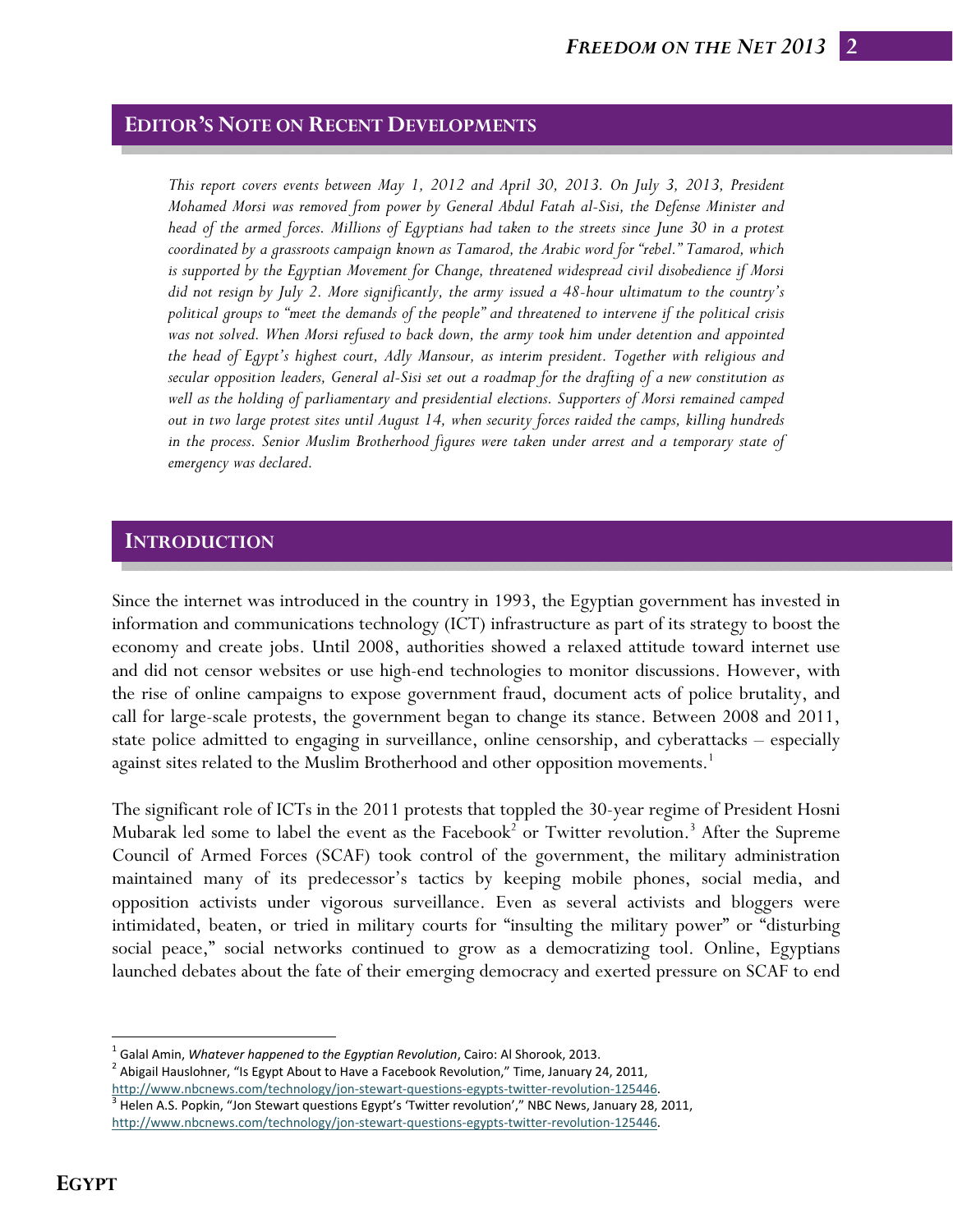## EDITOR'S NOTE ON RECENT DEVELOPMENTS

*This report covers events between May 1, 2012 and April 30, 2013. On July 3, 2013, President Mohamed Morsi was removed from power by General Abdul Fatah al-Sisi, the Defense Minister and head of the armed forces. Millions of Egyptians had taken to the streets since June 30 in a protest coordinated by a grassroots campaign known as Tamarod, the Arabic word for "rebel." Tamarod, which is supported by the Egyptian Movement for Change, threatened widespread civil disobedience if Morsi did not resign by July 2. More significantly, the army issued a 48-hour ultimatum to the country's political groups to "meet the demands of the people" and threatened to intervene if the political crisis was not solved. When Morsi refused to back down, the army took him under detention and appointed the head of Egypt's highest court, Adly Mansour, as interim president. Together with religious and secular opposition leaders, General al-Sisi set out a roadmap for the drafting of a new constitution as well as the holding of parliamentary and presidential elections. Supporters of Morsi remained camped out in two large protest sites until August 14, when security forces raided the camps, killing hundreds in the process. Senior Muslim Brotherhood figures were taken under arrest and a temporary state of emergency was declared.*

## INTRODUCTION

Since the internet was introduced in the country in 1993, the Egyptian government has invested in information and communications technology (ICT) infrastructure as part of its strategy to boost the economy and create jobs. Until 2008, authorities showed a relaxed attitude toward internet use and did not censor websites or use high-end technologies to monitor discussions. However, with the rise of online campaigns to expose government fraud, document acts of police brutality, and call for large-scale protests, the government began to change its stance. Between 2008 and 2011, state police admitted to engaging in surveillance, online censorship, and cyberattacks – especially against sites related to the Muslim Brotherhood and other opposition movements.[1]

The significant role of ICTs in the 2011 protests that toppled the 30-year regime of President Hosni Mubarak led some to label the event as the Facebook[2] or Twitter revolution.[3] After the Supreme Council of Armed Forces (SCAF) took control of the government, the military administration maintained many of its predecessor's tactics by keeping mobile phones, social media, and opposition activists under vigorous surveillance. Even as several activists and bloggers were intimidated, beaten, or tried in military courts for "insulting the military power" or "disturbing social peace," social networks continued to grow as a democratizing tool. Online, Egyptians launched debates about the fate of their emerging democracy and exerted pressure on SCAF to end

---

[1] Galal Amin, *Whatever happened to the Egyptian Revolution*, Cairo: Al Shorook, 2013.

[2] Abigail Hauslohner, "Is Egypt About to Have a Facebook Revolution," Time, January 24, 2011, http://www.nbcnews.com/technology/jon-stewart-questions-egypts-twitter-revolution-125446.

[3] Helen A.S. Popkin, "Jon Stewart questions Egypt's 'Twitter revolution'," NBC News, January 28, 2011, http://www.nbcnews.com/technology/jon-stewart-questions-egypts-twitter-revolution-125446.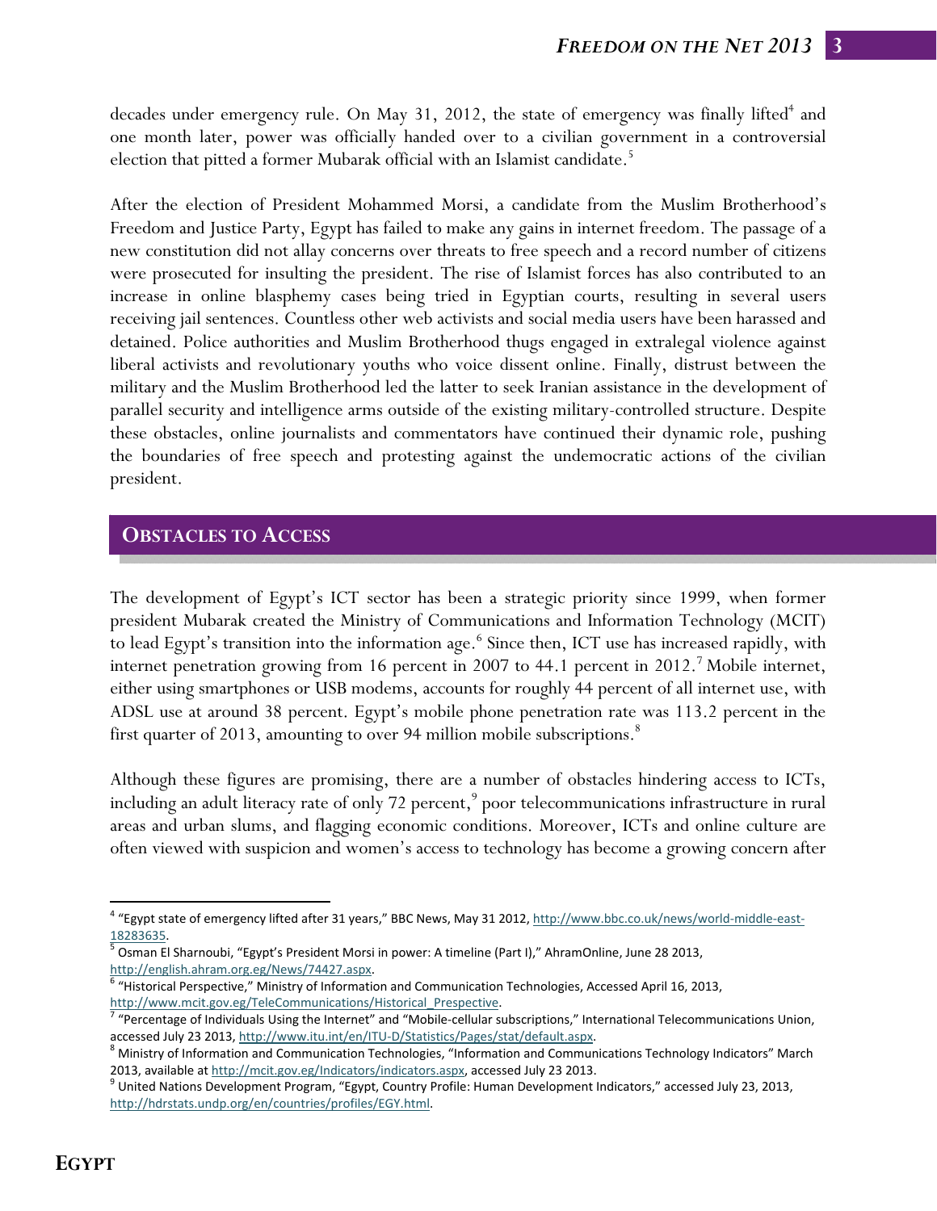decades under emergency rule. On May 31, 2012, the state of emergency was finally lifted[4] and one month later, power was officially handed over to a civilian government in a controversial election that pitted a former Mubarak official with an Islamist candidate.[5]

After the election of President Mohammed Morsi, a candidate from the Muslim Brotherhood's Freedom and Justice Party, Egypt has failed to make any gains in internet freedom. The passage of a new constitution did not allay concerns over threats to free speech and a record number of citizens were prosecuted for insulting the president. The rise of Islamist forces has also contributed to an increase in online blasphemy cases being tried in Egyptian courts, resulting in several users receiving jail sentences. Countless other web activists and social media users have been harassed and detained. Police authorities and Muslim Brotherhood thugs engaged in extralegal violence against liberal activists and revolutionary youths who voice dissent online. Finally, distrust between the military and the Muslim Brotherhood led the latter to seek Iranian assistance in the development of parallel security and intelligence arms outside of the existing military-controlled structure. Despite these obstacles, online journalists and commentators have continued their dynamic role, pushing the boundaries of free speech and protesting against the undemocratic actions of the civilian president.

## OBSTACLES TO ACCESS

The development of Egypt's ICT sector has been a strategic priority since 1999, when former president Mubarak created the Ministry of Communications and Information Technology (MCIT) to lead Egypt's transition into the information age.[6] Since then, ICT use has increased rapidly, with internet penetration growing from 16 percent in 2007 to 44.1 percent in 2012.[7] Mobile internet, either using smartphones or USB modems, accounts for roughly 44 percent of all internet use, with ADSL use at around 38 percent. Egypt's mobile phone penetration rate was 113.2 percent in the first quarter of 2013, amounting to over 94 million mobile subscriptions.[8]

Although these figures are promising, there are a number of obstacles hindering access to ICTs, including an adult literacy rate of only 72 percent,[9] poor telecommunications infrastructure in rural areas and urban slums, and flagging economic conditions. Moreover, ICTs and online culture are often viewed with suspicion and women's access to technology has become a growing concern after

---

[4] "Egypt state of emergency lifted after 31 years," BBC News, May 31 2012, http://www.bbc.co.uk/news/world-middle-east-18283635.

[5] Osman El Sharnoubi, "Egypt's President Morsi in power: A timeline (Part I)," AhramOnline, June 28 2013, http://english.ahram.org.eg/News/74427.aspx.

[6] "Historical Perspective," Ministry of Information and Communication Technologies, Accessed April 16, 2013, http://www.mcit.gov.eg/TeleCommunications/Historical_Prespective.

[7] "Percentage of Individuals Using the Internet" and "Mobile-cellular subscriptions," International Telecommunications Union, accessed July 23 2013, http://www.itu.int/en/ITU-D/Statistics/Pages/stat/default.aspx.

[8] Ministry of Information and Communication Technologies, "Information and Communications Technology Indicators" March 2013, available at http://mcit.gov.eg/Indicators/indicators.aspx, accessed July 23 2013.

[9] United Nations Development Program, "Egypt, Country Profile: Human Development Indicators," accessed July 23, 2013, http://hdrstats.undp.org/en/countries/profiles/EGY.html.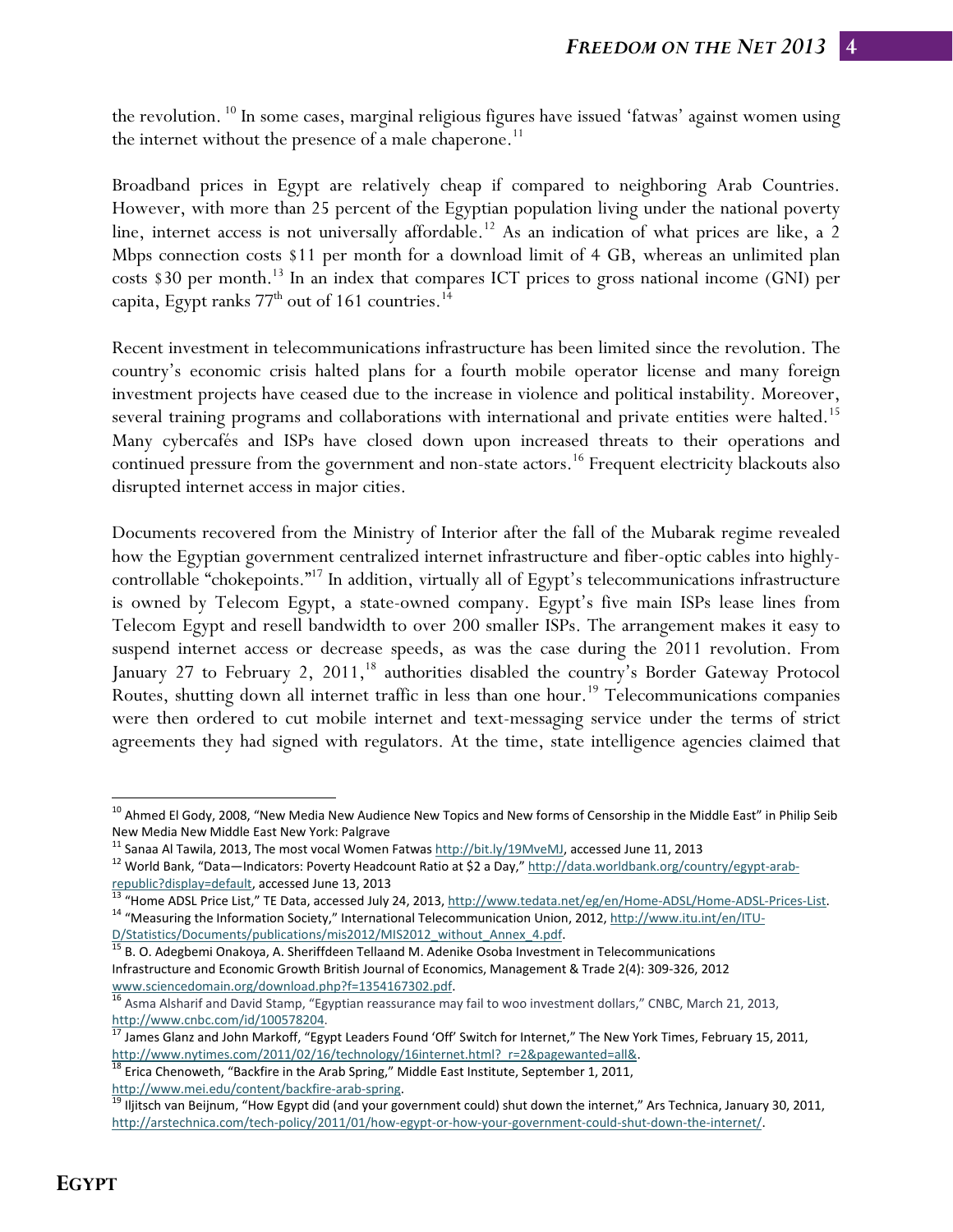the revolution.[10] In some cases, marginal religious figures have issued 'fatwas' against women using the internet without the presence of a male chaperone.[11]

Broadband prices in Egypt are relatively cheap if compared to neighboring Arab Countries. However, with more than 25 percent of the Egyptian population living under the national poverty line, internet access is not universally affordable.[12] As an indication of what prices are like, a 2 Mbps connection costs $11 per month for a download limit of 4 GB, whereas an unlimited plan costs $30 per month.[13] In an index that compares ICT prices to gross national income (GNI) per capita, Egypt ranks 77th out of 161 countries.[14]

Recent investment in telecommunications infrastructure has been limited since the revolution. The country's economic crisis halted plans for a fourth mobile operator license and many foreign investment projects have ceased due to the increase in violence and political instability. Moreover, several training programs and collaborations with international and private entities were halted.[15] Many cybercafés and ISPs have closed down upon increased threats to their operations and continued pressure from the government and non-state actors.[16] Frequent electricity blackouts also disrupted internet access in major cities.

Documents recovered from the Ministry of Interior after the fall of the Mubarak regime revealed how the Egyptian government centralized internet infrastructure and fiber-optic cables into highly-controllable "chokepoints."[17] In addition, virtually all of Egypt's telecommunications infrastructure is owned by Telecom Egypt, a state-owned company. Egypt's five main ISPs lease lines from Telecom Egypt and resell bandwidth to over 200 smaller ISPs. The arrangement makes it easy to suspend internet access or decrease speeds, as was the case during the 2011 revolution. From January 27 to February 2, 2011,[18] authorities disabled the country's Border Gateway Protocol Routes, shutting down all internet traffic in less than one hour.[19] Telecommunications companies were then ordered to cut mobile internet and text-messaging service under the terms of strict agreements they had signed with regulators. At the time, state intelligence agencies claimed that

---

[10] Ahmed El Gody, 2008, "New Media New Audience New Topics and New forms of Censorship in the Middle East" in Philip Seib New Media New Middle East New York: Palgrave

[11] Sanaa Al Tawila, 2013, The most vocal Women Fatwas http://bit.ly/19MveMJ, accessed June 11, 2013

[12] World Bank, "Data—Indicators: Poverty Headcount Ratio at $2 a Day," http://data.worldbank.org/country/egypt-arab-republic?display=default, accessed June 13, 2013

[13] "Home ADSL Price List," TE Data, accessed July 24, 2013, http://www.tedata.net/eg/en/Home-ADSL/Home-ADSL-Prices-List.

[14] "Measuring the Information Society," International Telecommunication Union, 2012, http://www.itu.int/en/ITU-D/Statistics/Documents/publications/mis2012/MIS2012_without_Annex_4.pdf.

[15] B. O. Adegbemi Onakoya, A. Sheriffdeen Tellaand M. Adenike Osoba Investment in Telecommunications Infrastructure and Economic Growth British Journal of Economics, Management & Trade 2(4): 309-326, 2012 www.sciencedomain.org/download.php?f=1354167302.pdf.

[16] Asma Alsharif and David Stamp, "Egyptian reassurance may fail to woo investment dollars," CNBC, March 21, 2013, http://www.cnbc.com/id/100578204.

[17] James Glanz and John Markoff, "Egypt Leaders Found 'Off' Switch for Internet," The New York Times, February 15, 2011, http://www.nytimes.com/2011/02/16/technology/16internet.html?_r=2&pagewanted=all&.

[18] Erica Chenoweth, "Backfire in the Arab Spring," Middle East Institute, September 1, 2011, http://www.mei.edu/content/backfire-arab-spring.

[19] Iljitsch van Beijnum, "How Egypt did (and your government could) shut down the internet," Ars Technica, January 30, 2011, http://arstechnica.com/tech-policy/2011/01/how-egypt-or-how-your-government-could-shut-down-the-internet/.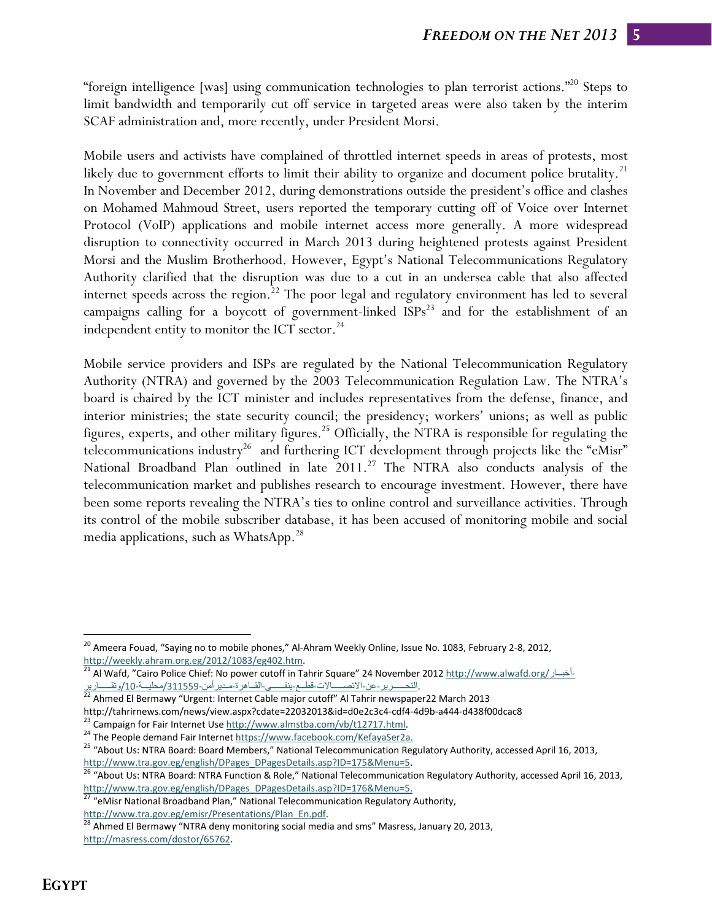"foreign intelligence [was] using communication technologies to plan terrorist actions."[20] Steps to limit bandwidth and temporarily cut off service in targeted areas were also taken by the interim SCAF administration and, more recently, under President Morsi.

Mobile users and activists have complained of throttled internet speeds in areas of protests, most likely due to government efforts to limit their ability to organize and document police brutality.[21] In November and December 2012, during demonstrations outside the president's office and clashes on Mohamed Mahmoud Street, users reported the temporary cutting off of Voice over Internet Protocol (VoIP) applications and mobile internet access more generally. A more widespread disruption to connectivity occurred in March 2013 during heightened protests against President Morsi and the Muslim Brotherhood. However, Egypt's National Telecommunications Regulatory Authority clarified that the disruption was due to a cut in an undersea cable that also affected internet speeds across the region.[22] The poor legal and regulatory environment has led to several campaigns calling for a boycott of government-linked ISPs[23] and for the establishment of an independent entity to monitor the ICT sector.[24]

Mobile service providers and ISPs are regulated by the National Telecommunication Regulatory Authority (NTRA) and governed by the 2003 Telecommunication Regulation Law. The NTRA's board is chaired by the ICT minister and includes representatives from the defense, finance, and interior ministries; the state security council; the presidency; workers' unions; as well as public figures, experts, and other military figures.[25] Officially, the NTRA is responsible for regulating the telecommunications industry[26] and furthering ICT development through projects like the "eMisr" National Broadband Plan outlined in late 2011.[27] The NTRA also conducts analysis of the telecommunication market and publishes research to encourage investment. However, there have been some reports revealing the NTRA's ties to online control and surveillance activities. Through its control of the mobile subscriber database, it has been accused of monitoring mobile and social media applications, such as WhatsApp.[28]

---

[20] Ameera Fouad, "Saying no to mobile phones," Al-Ahram Weekly Online, Issue No. 1083, February 2-8, 2012, http://weekly.ahram.org.eg/2012/1083/eg402.htm.

[21] Al Wafd, "Cairo Police Chief: No power cutoff in Tahrir Square" 24 November 2012 http://www.alwafd.org/أخبار-وتقارير/10-محلية/311559-مدير-أمن-القاهرة-ينفي-قطع-الاتصالات-عن-التحرير.

[22] Ahmed El Bermawy "Urgent: Internet Cable major cutoff" Al Tahrir newspaper22 March 2013 http://tahrirnews.com/news/view.aspx?cdate=22032013&id=d0e2c3c4-cdf4-4d9b-a444-d438f00dcac8

[23] Campaign for Fair Internet Use http://www.almstba.com/vb/t12717.html.

[24] The People demand Fair Internet https://www.facebook.com/KefayaSer2a.

[25] "About Us: NTRA Board: Board Members," National Telecommunication Regulatory Authority, accessed April 16, 2013, http://www.tra.gov.eg/english/DPages_DPagesDetails.asp?ID=175&Menu=5.

[26] "About Us: NTRA Board: NTRA Function & Role," National Telecommunication Regulatory Authority, accessed April 16, 2013, http://www.tra.gov.eg/english/DPages_DPagesDetails.asp?ID=176&Menu=5.

[27] "eMisr National Broadband Plan," National Telecommunication Regulatory Authority, http://www.tra.gov.eg/emisr/Presentations/Plan_En.pdf.

[28] Ahmed El Bermawy "NTRA deny monitoring social media and sms" Masress, January 20, 2013, http://masress.com/dostor/65762.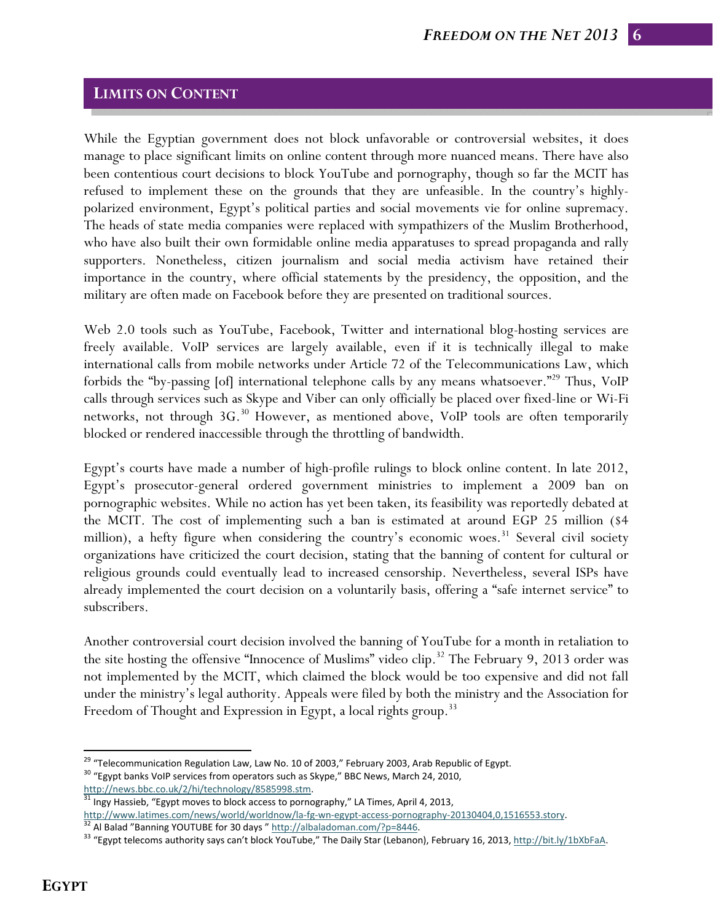## LIMITS ON CONTENT

While the Egyptian government does not block unfavorable or controversial websites, it does manage to place significant limits on online content through more nuanced means. There have also been contentious court decisions to block YouTube and pornography, though so far the MCIT has refused to implement these on the grounds that they are unfeasible. In the country's highly-polarized environment, Egypt's political parties and social movements vie for online supremacy. The heads of state media companies were replaced with sympathizers of the Muslim Brotherhood, who have also built their own formidable online media apparatuses to spread propaganda and rally supporters. Nonetheless, citizen journalism and social media activism have retained their importance in the country, where official statements by the presidency, the opposition, and the military are often made on Facebook before they are presented on traditional sources.

Web 2.0 tools such as YouTube, Facebook, Twitter and international blog-hosting services are freely available. VoIP services are largely available, even if it is technically illegal to make international calls from mobile networks under Article 72 of the Telecommunications Law, which forbids the "by-passing [of] international telephone calls by any means whatsoever."[29] Thus, VoIP calls through services such as Skype and Viber can only officially be placed over fixed-line or Wi-Fi networks, not through 3G.[30] However, as mentioned above, VoIP tools are often temporarily blocked or rendered inaccessible through the throttling of bandwidth.

Egypt's courts have made a number of high-profile rulings to block online content. In late 2012, Egypt's prosecutor-general ordered government ministries to implement a 2009 ban on pornographic websites. While no action has yet been taken, its feasibility was reportedly debated at the MCIT. The cost of implementing such a ban is estimated at around EGP 25 million ($4 million), a hefty figure when considering the country's economic woes.[31] Several civil society organizations have criticized the court decision, stating that the banning of content for cultural or religious grounds could eventually lead to increased censorship. Nevertheless, several ISPs have already implemented the court decision on a voluntarily basis, offering a "safe internet service" to subscribers.

Another controversial court decision involved the banning of YouTube for a month in retaliation to the site hosting the offensive "Innocence of Muslims" video clip.[32] The February 9, 2013 order was not implemented by the MCIT, which claimed the block would be too expensive and did not fall under the ministry's legal authority. Appeals were filed by both the ministry and the Association for Freedom of Thought and Expression in Egypt, a local rights group.[33]

---

[29] "Telecommunication Regulation Law, Law No. 10 of 2003," February 2003, Arab Republic of Egypt.

[30] "Egypt banks VoIP services from operators such as Skype," BBC News, March 24, 2010, http://news.bbc.co.uk/2/hi/technology/8585998.stm.

[31] Ingy Hassieb, "Egypt moves to block access to pornography," LA Times, April 4, 2013, http://www.latimes.com/news/world/worldnow/la-fg-wn-egypt-access-pornography-20130404,0,1516553.story.

[32] Al Balad "Banning YOUTUBE for 30 days " http://albaladoman.com/?p=8446.

[33] "Egypt telecoms authority says can't block YouTube," The Daily Star (Lebanon), February 16, 2013, http://bit.ly/1bXbFaA.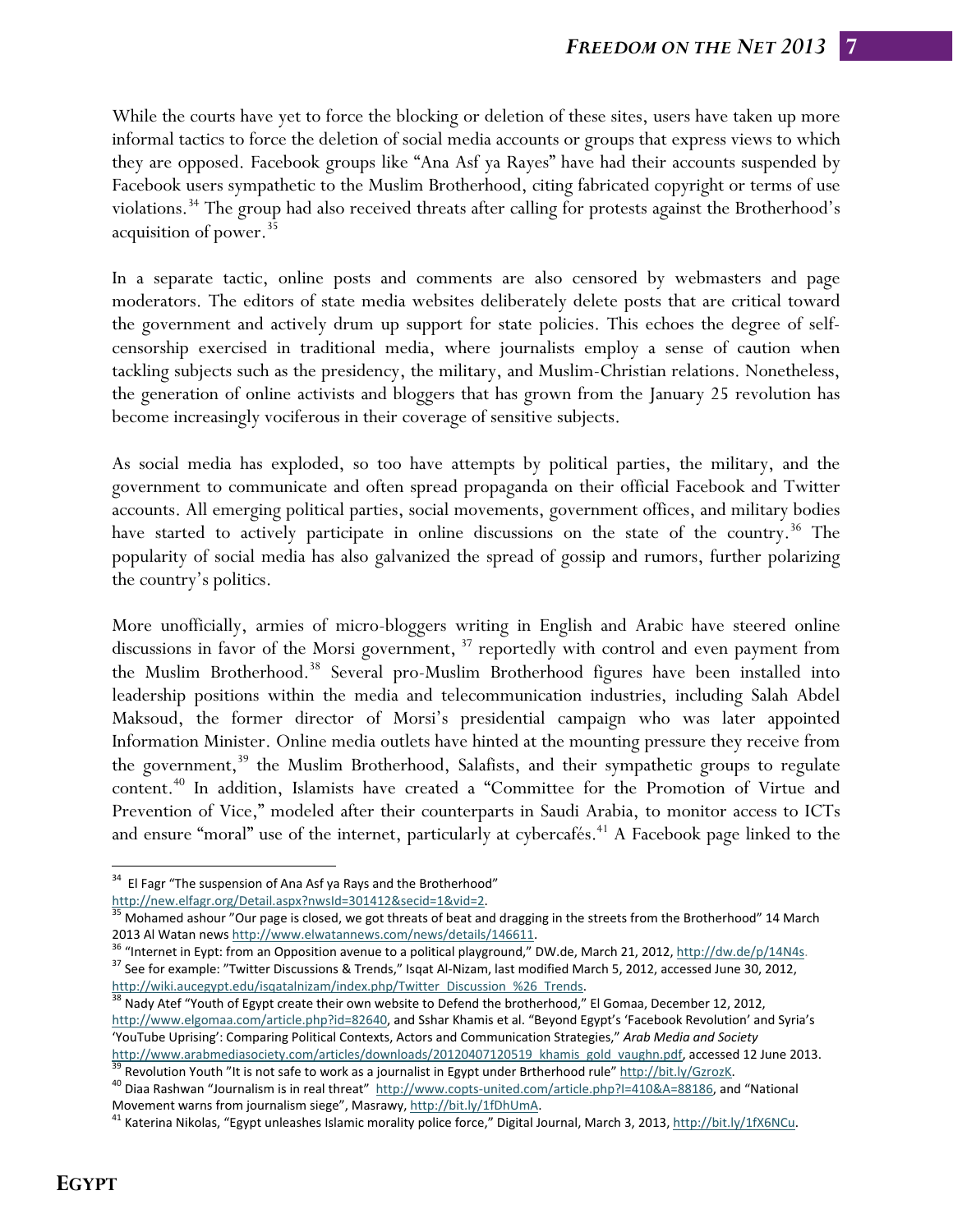While the courts have yet to force the blocking or deletion of these sites, users have taken up more informal tactics to force the deletion of social media accounts or groups that express views to which they are opposed. Facebook groups like "Ana Asf ya Rayes" have had their accounts suspended by Facebook users sympathetic to the Muslim Brotherhood, citing fabricated copyright or terms of use violations.[34] The group had also received threats after calling for protests against the Brotherhood's acquisition of power.[35]

In a separate tactic, online posts and comments are also censored by webmasters and page moderators. The editors of state media websites deliberately delete posts that are critical toward the government and actively drum up support for state policies. This echoes the degree of self-censorship exercised in traditional media, where journalists employ a sense of caution when tackling subjects such as the presidency, the military, and Muslim-Christian relations. Nonetheless, the generation of online activists and bloggers that has grown from the January 25 revolution has become increasingly vociferous in their coverage of sensitive subjects.

As social media has exploded, so too have attempts by political parties, the military, and the government to communicate and often spread propaganda on their official Facebook and Twitter accounts. All emerging political parties, social movements, government offices, and military bodies have started to actively participate in online discussions on the state of the country.[36] The popularity of social media has also galvanized the spread of gossip and rumors, further polarizing the country's politics.

More unofficially, armies of micro-bloggers writing in English and Arabic have steered online discussions in favor of the Morsi government,[37] reportedly with control and even payment from the Muslim Brotherhood.[38] Several pro-Muslim Brotherhood figures have been installed into leadership positions within the media and telecommunication industries, including Salah Abdel Maksoud, the former director of Morsi's presidential campaign who was later appointed Information Minister. Online media outlets have hinted at the mounting pressure they receive from the government,[39] the Muslim Brotherhood, Salafists, and their sympathetic groups to regulate content.[40] In addition, Islamists have created a "Committee for the Promotion of Virtue and Prevention of Vice," modeled after their counterparts in Saudi Arabia, to monitor access to ICTs and ensure "moral" use of the internet, particularly at cybercafés.[41] A Facebook page linked to the

---

[34] El Fagr "The suspension of Ana Asf ya Rays and the Brotherhood" http://new.elfagr.org/Detail.aspx?nwsId=301412&secid=1&vid=2.

[35] Mohamed ashour "Our page is closed, we got threats of beat and dragging in the streets from the Brotherhood" 14 March 2013 Al Watan news http://www.elwatannews.com/news/details/146611.

[36] "Internet in Eypt: from an Opposition avenue to a political playground," DW.de, March 21, 2012, http://dw.de/p/14N4s.

[37] See for example: "Twitter Discussions & Trends," Isqat Al-Nizam, last modified March 5, 2012, accessed June 30, 2012, http://wiki.aucegypt.edu/isqatalnizam/index.php/Twitter_Discussion_%26_Trends.

[38] Nady Atef "Youth of Egypt create their own website to Defend the brotherhood," El Gomaa, December 12, 2012, http://www.elgomaa.com/article.php?id=82640, and Sshar Khamis et al. "Beyond Egypt's 'Facebook Revolution' and Syria's 'YouTube Uprising': Comparing Political Contexts, Actors and Communication Strategies," *Arab Media and Society* http://www.arabmediasociety.com/articles/downloads/20120407120519_khamis_gold_vaughn.pdf, accessed 12 June 2013.

[39] Revolution Youth "It is not safe to work as a journalist in Egypt under Brtherhood rule" http://bit.ly/GzrozK.

[40] Diaa Rashwan "Journalism is in real threat" http://www.copts-united.com/article.php?I=410&A=88186, and "National Movement warns from journalism siege", Masrawy, http://bit.ly/1fDhUmA.

[41] Katerina Nikolas, "Egypt unleashes Islamic morality police force," Digital Journal, March 3, 2013, http://bit.ly/1fX6NCu.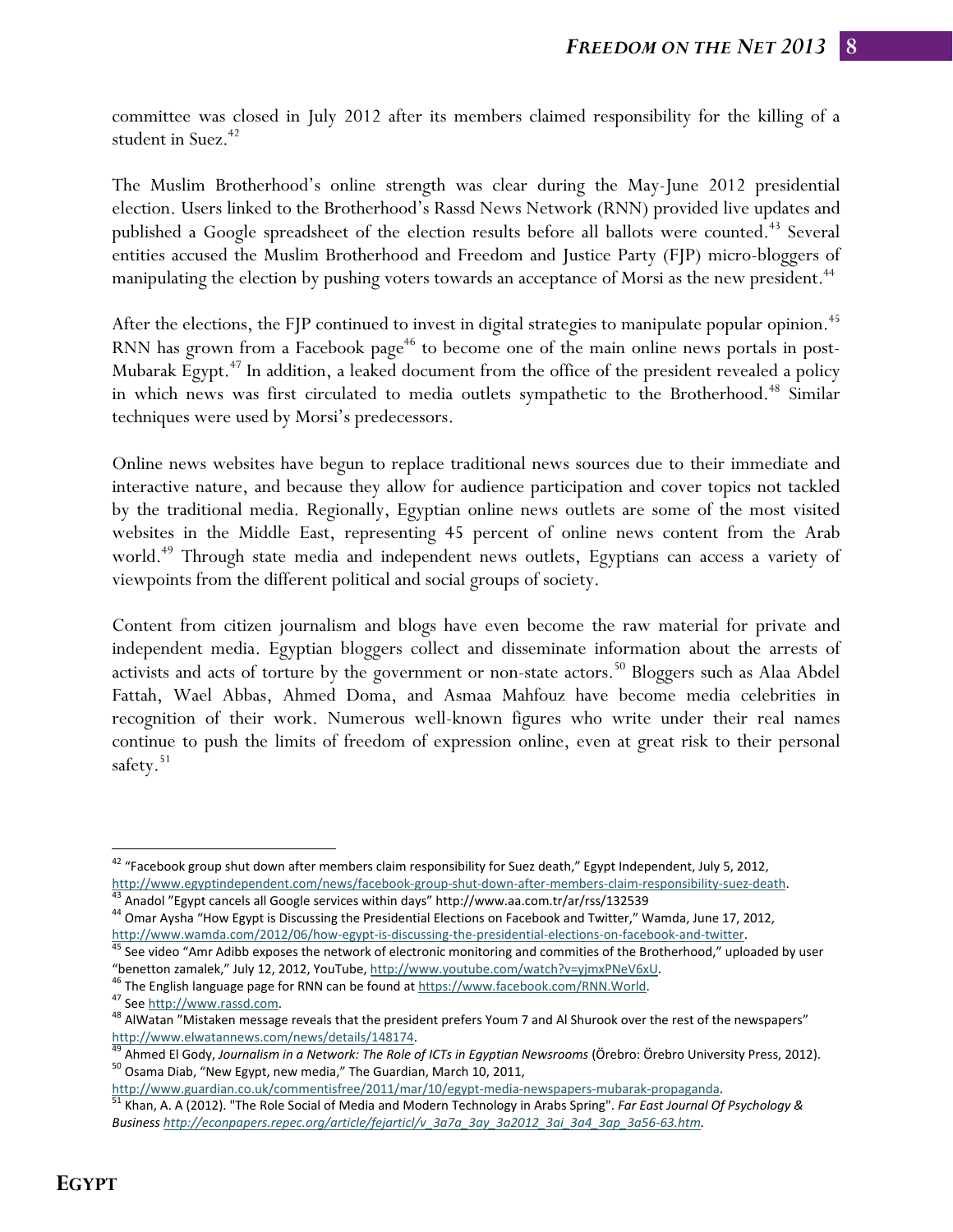committee was closed in July 2012 after its members claimed responsibility for the killing of a student in Suez.[42]

The Muslim Brotherhood's online strength was clear during the May-June 2012 presidential election. Users linked to the Brotherhood's Rassd News Network (RNN) provided live updates and published a Google spreadsheet of the election results before all ballots were counted.[43] Several entities accused the Muslim Brotherhood and Freedom and Justice Party (FJP) micro-bloggers of manipulating the election by pushing voters towards an acceptance of Morsi as the new president.[44]

After the elections, the FJP continued to invest in digital strategies to manipulate popular opinion.[45] RNN has grown from a Facebook page[46] to become one of the main online news portals in post-Mubarak Egypt.[47] In addition, a leaked document from the office of the president revealed a policy in which news was first circulated to media outlets sympathetic to the Brotherhood.[48] Similar techniques were used by Morsi's predecessors.

Online news websites have begun to replace traditional news sources due to their immediate and interactive nature, and because they allow for audience participation and cover topics not tackled by the traditional media. Regionally, Egyptian online news outlets are some of the most visited websites in the Middle East, representing 45 percent of online news content from the Arab world.[49] Through state media and independent news outlets, Egyptians can access a variety of viewpoints from the different political and social groups of society.

Content from citizen journalism and blogs have even become the raw material for private and independent media. Egyptian bloggers collect and disseminate information about the arrests of activists and acts of torture by the government or non-state actors.[50] Bloggers such as Alaa Abdel Fattah, Wael Abbas, Ahmed Doma, and Asmaa Mahfouz have become media celebrities in recognition of their work. Numerous well-known figures who write under their real names continue to push the limits of freedom of expression online, even at great risk to their personal safety.[51]

---

[42] "Facebook group shut down after members claim responsibility for Suez death," Egypt Independent, July 5, 2012, http://www.egyptindependent.com/news/facebook-group-shut-down-after-members-claim-responsibility-suez-death.

[43] Anadol "Egypt cancels all Google services within days" http://www.aa.com.tr/ar/rss/132539

[44] Omar Aysha "How Egypt is Discussing the Presidential Elections on Facebook and Twitter," Wamda, June 17, 2012, http://www.wamda.com/2012/06/how-egypt-is-discussing-the-presidential-elections-on-facebook-and-twitter.

[45] See video "Amr Adibb exposes the network of electronic monitoring and commities of the Brotherhood," uploaded by user "benetton zamalek," July 12, 2012, YouTube, http://www.youtube.com/watch?v=yjmxPNeV6xU.

[46] The English language page for RNN can be found at https://www.facebook.com/RNN.World.

[47] See http://www.rassd.com.

[48] AlWatan "Mistaken message reveals that the president prefers Youm 7 and Al Shurook over the rest of the newspapers" http://www.elwatannews.com/news/details/148174.

[49] Ahmed El Gody, *Journalism in a Network: The Role of ICTs in Egyptian Newsrooms* (Örebro: Örebro University Press, 2012).

[50] Osama Diab, "New Egypt, new media," The Guardian, March 10, 2011, http://www.guardian.co.uk/commentisfree/2011/mar/10/egypt-media-newspapers-mubarak-propaganda.

[51] Khan, A. A (2012). "The Role Social of Media and Modern Technology in Arabs Spring". *Far East Journal Of Psychology & Business http://econpapers.repec.org/article/fejarticl/v_3a7a_3ay_3a2012_3ai_3a4_3ap_3a56-63.htm.*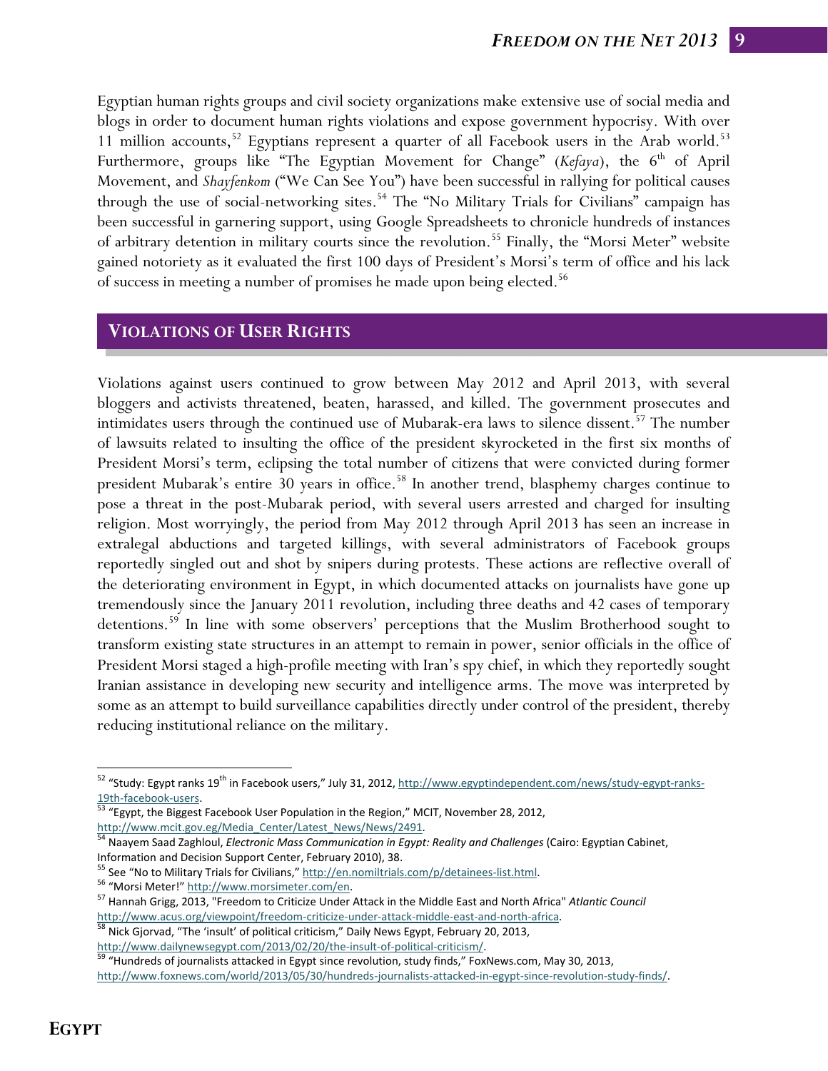Egyptian human rights groups and civil society organizations make extensive use of social media and blogs in order to document human rights violations and expose government hypocrisy. With over 11 million accounts,[52] Egyptians represent a quarter of all Facebook users in the Arab world.[53] Furthermore, groups like "The Egyptian Movement for Change" (*Kefaya*), the 6th of April Movement, and *Shayfenkom* ("We Can See You") have been successful in rallying for political causes through the use of social-networking sites.[54] The "No Military Trials for Civilians" campaign has been successful in garnering support, using Google Spreadsheets to chronicle hundreds of instances of arbitrary detention in military courts since the revolution.[55] Finally, the "Morsi Meter" website gained notoriety as it evaluated the first 100 days of President's Morsi's term of office and his lack of success in meeting a number of promises he made upon being elected.[56]

## VIOLATIONS OF USER RIGHTS

Violations against users continued to grow between May 2012 and April 2013, with several bloggers and activists threatened, beaten, harassed, and killed. The government prosecutes and intimidates users through the continued use of Mubarak-era laws to silence dissent.[57] The number of lawsuits related to insulting the office of the president skyrocketed in the first six months of President Morsi's term, eclipsing the total number of citizens that were convicted during former president Mubarak's entire 30 years in office.[58] In another trend, blasphemy charges continue to pose a threat in the post-Mubarak period, with several users arrested and charged for insulting religion. Most worryingly, the period from May 2012 through April 2013 has seen an increase in extralegal abductions and targeted killings, with several administrators of Facebook groups reportedly singled out and shot by snipers during protests. These actions are reflective overall of the deteriorating environment in Egypt, in which documented attacks on journalists have gone up tremendously since the January 2011 revolution, including three deaths and 42 cases of temporary detentions.[59] In line with some observers' perceptions that the Muslim Brotherhood sought to transform existing state structures in an attempt to remain in power, senior officials in the office of President Morsi staged a high-profile meeting with Iran's spy chief, in which they reportedly sought Iranian assistance in developing new security and intelligence arms. The move was interpreted by some as an attempt to build surveillance capabilities directly under control of the president, thereby reducing institutional reliance on the military.

---

[52] "Study: Egypt ranks 19th in Facebook users," July 31, 2012, http://www.egyptindependent.com/news/study-egypt-ranks-19th-facebook-users.

[53] "Egypt, the Biggest Facebook User Population in the Region," MCIT, November 28, 2012, http://www.mcit.gov.eg/Media_Center/Latest_News/News/2491.

[54] Naayem Saad Zaghloul, *Electronic Mass Communication in Egypt: Reality and Challenges* (Cairo: Egyptian Cabinet, Information and Decision Support Center, February 2010), 38.

[55] See "No to Military Trials for Civilians," http://en.nomiltrials.com/p/detainees-list.html.

[56] "Morsi Meter!" http://www.morsimeter.com/en.

[57] Hannah Grigg, 2013, "Freedom to Criticize Under Attack in the Middle East and North Africa" *Atlantic Council* http://www.acus.org/viewpoint/freedom-criticize-under-attack-middle-east-and-north-africa.

[58] Nick Gjorvad, "The 'insult' of political criticism," Daily News Egypt, February 20, 2013, http://www.dailynewsegypt.com/2013/02/20/the-insult-of-political-criticism/.

[59] "Hundreds of journalists attacked in Egypt since revolution, study finds," FoxNews.com, May 30, 2013, http://www.foxnews.com/world/2013/05/30/hundreds-journalists-attacked-in-egypt-since-revolution-study-finds/.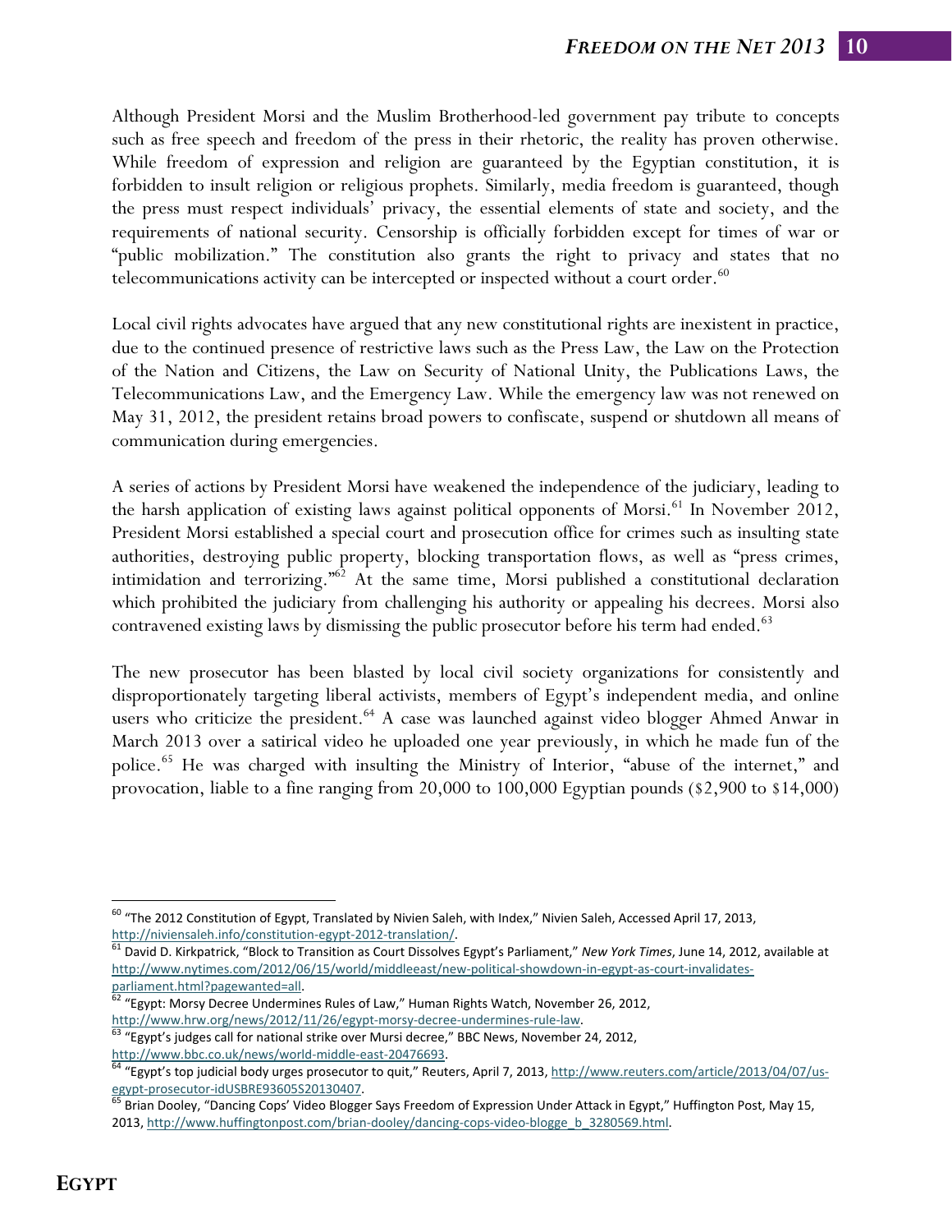Although President Morsi and the Muslim Brotherhood-led government pay tribute to concepts such as free speech and freedom of the press in their rhetoric, the reality has proven otherwise. While freedom of expression and religion are guaranteed by the Egyptian constitution, it is forbidden to insult religion or religious prophets. Similarly, media freedom is guaranteed, though the press must respect individuals' privacy, the essential elements of state and society, and the requirements of national security. Censorship is officially forbidden except for times of war or "public mobilization." The constitution also grants the right to privacy and states that no telecommunications activity can be intercepted or inspected without a court order.[60]

Local civil rights advocates have argued that any new constitutional rights are inexistent in practice, due to the continued presence of restrictive laws such as the Press Law, the Law on the Protection of the Nation and Citizens, the Law on Security of National Unity, the Publications Laws, the Telecommunications Law, and the Emergency Law. While the emergency law was not renewed on May 31, 2012, the president retains broad powers to confiscate, suspend or shutdown all means of communication during emergencies.

A series of actions by President Morsi have weakened the independence of the judiciary, leading to the harsh application of existing laws against political opponents of Morsi.[61] In November 2012, President Morsi established a special court and prosecution office for crimes such as insulting state authorities, destroying public property, blocking transportation flows, as well as "press crimes, intimidation and terrorizing."[62] At the same time, Morsi published a constitutional declaration which prohibited the judiciary from challenging his authority or appealing his decrees. Morsi also contravened existing laws by dismissing the public prosecutor before his term had ended.[63]

The new prosecutor has been blasted by local civil society organizations for consistently and disproportionately targeting liberal activists, members of Egypt's independent media, and online users who criticize the president.[64] A case was launched against video blogger Ahmed Anwar in March 2013 over a satirical video he uploaded one year previously, in which he made fun of the police.[65] He was charged with insulting the Ministry of Interior, "abuse of the internet," and provocation, liable to a fine ranging from 20,000 to 100,000 Egyptian pounds ($2,900 to $14,000)

---

[60] "The 2012 Constitution of Egypt, Translated by Nivien Saleh, with Index," Nivien Saleh, Accessed April 17, 2013, http://niviensaleh.info/constitution-egypt-2012-translation/.

[61] David D. Kirkpatrick, "Block to Transition as Court Dissolves Egypt's Parliament," *New York Times*, June 14, 2012, available at http://www.nytimes.com/2012/06/15/world/middleeast/new-political-showdown-in-egypt-as-court-invalidates-parliament.html?pagewanted=all.

[62] "Egypt: Morsy Decree Undermines Rules of Law," Human Rights Watch, November 26, 2012, http://www.hrw.org/news/2012/11/26/egypt-morsy-decree-undermines-rule-law.

[63] "Egypt's judges call for national strike over Mursi decree," BBC News, November 24, 2012, http://www.bbc.co.uk/news/world-middle-east-20476693.

[64] "Egypt's top judicial body urges prosecutor to quit," Reuters, April 7, 2013, http://www.reuters.com/article/2013/04/07/us-egypt-prosecutor-idUSBRE93605S20130407.

[65] Brian Dooley, "Dancing Cops' Video Blogger Says Freedom of Expression Under Attack in Egypt," Huffington Post, May 15, 2013, http://www.huffingtonpost.com/brian-dooley/dancing-cops-video-blogge_b_3280569.html.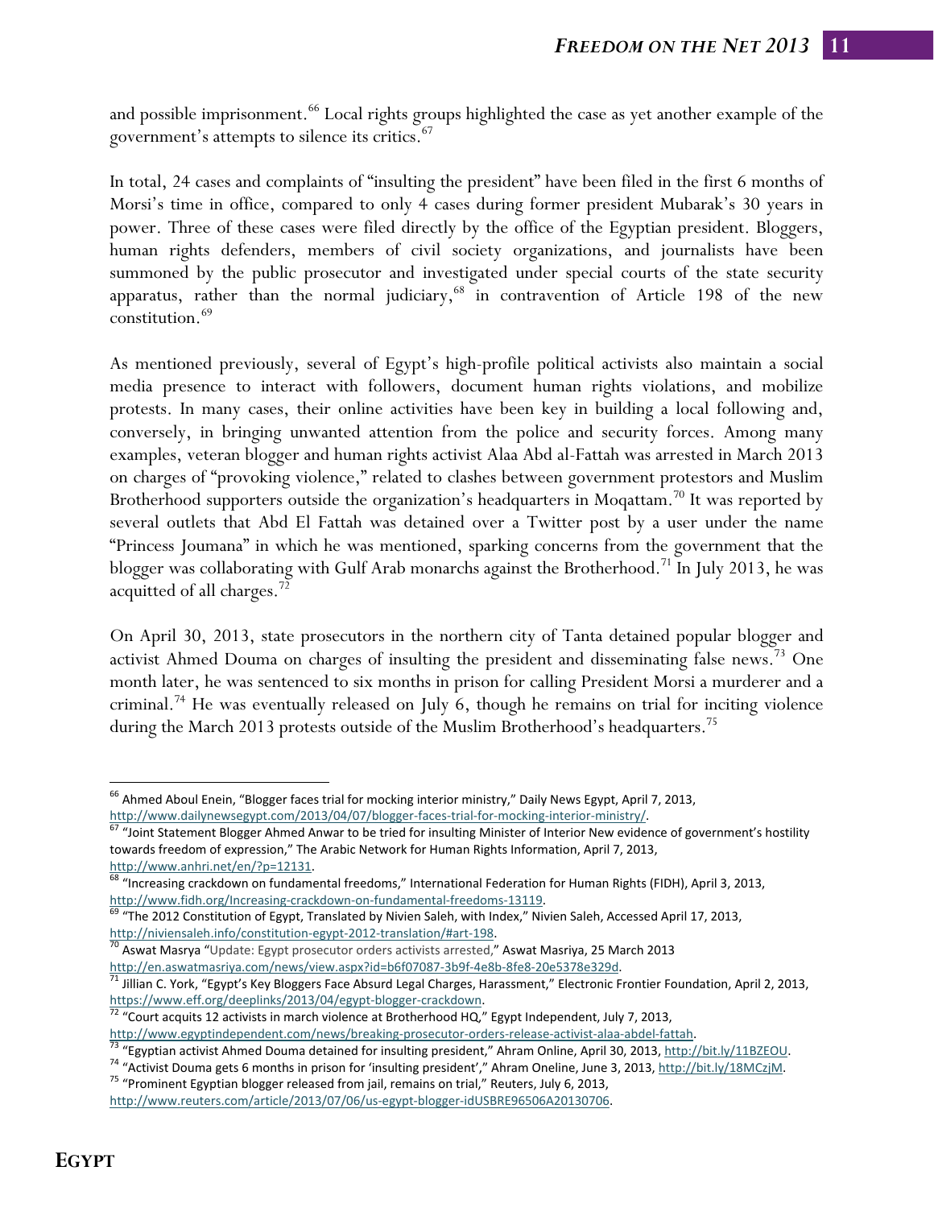and possible imprisonment.[66] Local rights groups highlighted the case as yet another example of the government's attempts to silence its critics.[67]

In total, 24 cases and complaints of "insulting the president" have been filed in the first 6 months of Morsi's time in office, compared to only 4 cases during former president Mubarak's 30 years in power. Three of these cases were filed directly by the office of the Egyptian president. Bloggers, human rights defenders, members of civil society organizations, and journalists have been summoned by the public prosecutor and investigated under special courts of the state security apparatus, rather than the normal judiciary,[68] in contravention of Article 198 of the new constitution.[69]

As mentioned previously, several of Egypt's high-profile political activists also maintain a social media presence to interact with followers, document human rights violations, and mobilize protests. In many cases, their online activities have been key in building a local following and, conversely, in bringing unwanted attention from the police and security forces. Among many examples, veteran blogger and human rights activist Alaa Abd al-Fattah was arrested in March 2013 on charges of "provoking violence," related to clashes between government protestors and Muslim Brotherhood supporters outside the organization's headquarters in Moqattam.[70] It was reported by several outlets that Abd El Fattah was detained over a Twitter post by a user under the name "Princess Joumana" in which he was mentioned, sparking concerns from the government that the blogger was collaborating with Gulf Arab monarchs against the Brotherhood.[71] In July 2013, he was acquitted of all charges.[72]

On April 30, 2013, state prosecutors in the northern city of Tanta detained popular blogger and activist Ahmed Douma on charges of insulting the president and disseminating false news.[73] One month later, he was sentenced to six months in prison for calling President Morsi a murderer and a criminal.[74] He was eventually released on July 6, though he remains on trial for inciting violence during the March 2013 protests outside of the Muslim Brotherhood's headquarters.[75]

---

[66] Ahmed Aboul Enein, "Blogger faces trial for mocking interior ministry," Daily News Egypt, April 7, 2013, http://www.dailynewsegypt.com/2013/04/07/blogger-faces-trial-for-mocking-interior-ministry/.

[67] "Joint Statement Blogger Ahmed Anwar to be tried for insulting Minister of Interior New evidence of government's hostility towards freedom of expression," The Arabic Network for Human Rights Information, April 7, 2013, http://www.anhri.net/en/?p=12131.

[68] "Increasing crackdown on fundamental freedoms," International Federation for Human Rights (FIDH), April 3, 2013, http://www.fidh.org/Increasing-crackdown-on-fundamental-freedoms-13119.

[69] "The 2012 Constitution of Egypt, Translated by Nivien Saleh, with Index," Nivien Saleh, Accessed April 17, 2013, http://niviensaleh.info/constitution-egypt-2012-translation/#art-198.

[70] Aswat Masrya "Update: Egypt prosecutor orders activists arrested," Aswat Masriya, 25 March 2013 http://en.aswatmasriya.com/news/view.aspx?id=b6f07087-3b9f-4e8b-8fe8-20e5378e329d.

[71] Jillian C. York, "Egypt's Key Bloggers Face Absurd Legal Charges, Harassment," Electronic Frontier Foundation, April 2, 2013, https://www.eff.org/deeplinks/2013/04/egypt-blogger-crackdown.

[72] "Court acquits 12 activists in march violence at Brotherhood HQ," Egypt Independent, July 7, 2013, http://www.egyptindependent.com/news/breaking-prosecutor-orders-release-activist-alaa-abdel-fattah.

[73] "Egyptian activist Ahmed Douma detained for insulting president," Ahram Online, April 30, 2013, http://bit.ly/11BZEOU.

[74] "Activist Douma gets 6 months in prison for 'insulting president'," Ahram Oneline, June 3, 2013, http://bit.ly/18MCzjM.

[75] "Prominent Egyptian blogger released from jail, remains on trial," Reuters, July 6, 2013, http://www.reuters.com/article/2013/07/06/us-egypt-blogger-idUSBRE96506A20130706.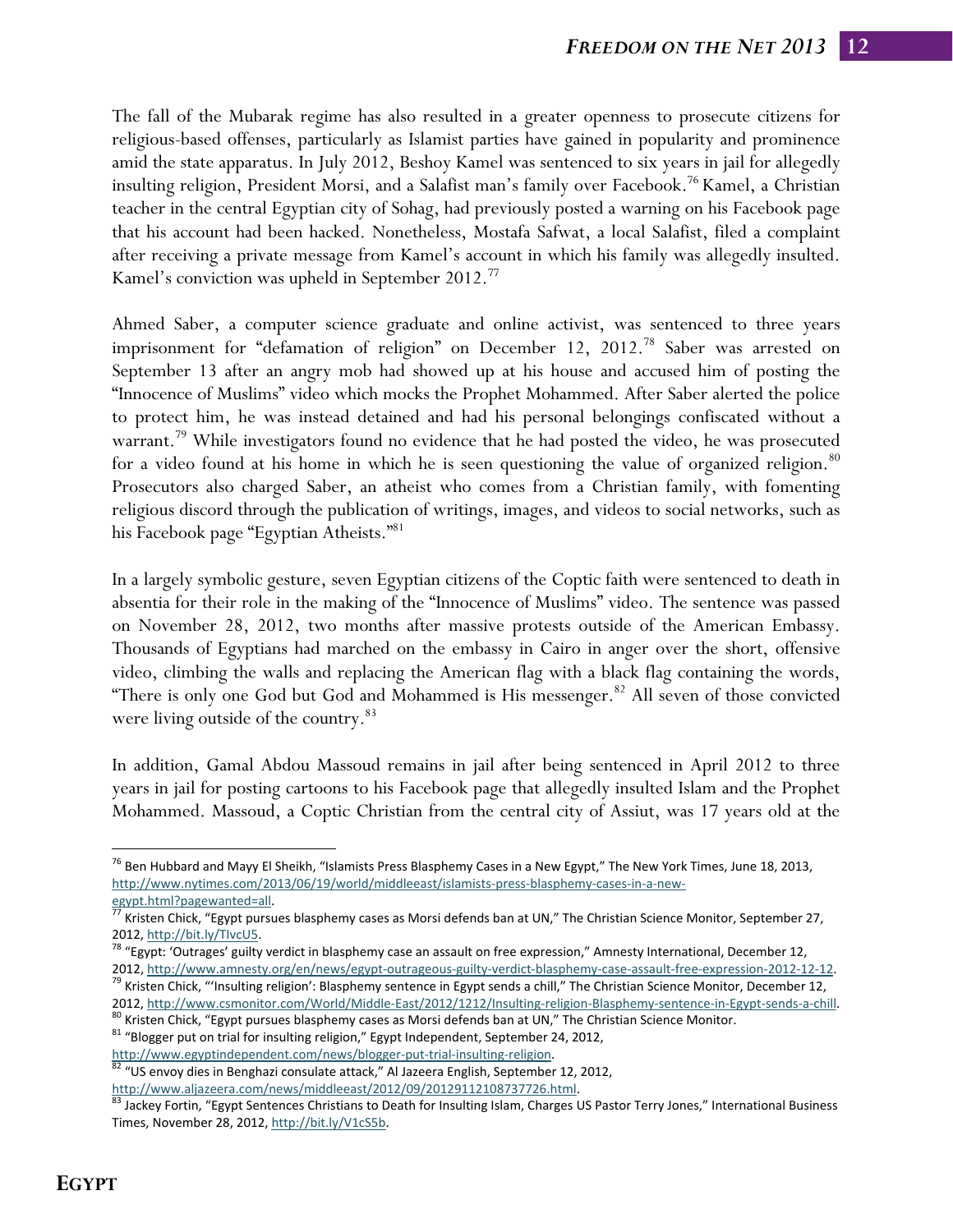The fall of the Mubarak regime has also resulted in a greater openness to prosecute citizens for religious-based offenses, particularly as Islamist parties have gained in popularity and prominence amid the state apparatus. In July 2012, Beshoy Kamel was sentenced to six years in jail for allegedly insulting religion, President Morsi, and a Salafist man's family over Facebook.[76] Kamel, a Christian teacher in the central Egyptian city of Sohag, had previously posted a warning on his Facebook page that his account had been hacked. Nonetheless, Mostafa Safwat, a local Salafist, filed a complaint after receiving a private message from Kamel's account in which his family was allegedly insulted. Kamel's conviction was upheld in September 2012.[77]

Ahmed Saber, a computer science graduate and online activist, was sentenced to three years imprisonment for "defamation of religion" on December 12, 2012.[78] Saber was arrested on September 13 after an angry mob had showed up at his house and accused him of posting the "Innocence of Muslims" video which mocks the Prophet Mohammed. After Saber alerted the police to protect him, he was instead detained and had his personal belongings confiscated without a warrant.[79] While investigators found no evidence that he had posted the video, he was prosecuted for a video found at his home in which he is seen questioning the value of organized religion.[80] Prosecutors also charged Saber, an atheist who comes from a Christian family, with fomenting religious discord through the publication of writings, images, and videos to social networks, such as his Facebook page "Egyptian Atheists."[81]

In a largely symbolic gesture, seven Egyptian citizens of the Coptic faith were sentenced to death in absentia for their role in the making of the "Innocence of Muslims" video. The sentence was passed on November 28, 2012, two months after massive protests outside of the American Embassy. Thousands of Egyptians had marched on the embassy in Cairo in anger over the short, offensive video, climbing the walls and replacing the American flag with a black flag containing the words, "There is only one God but God and Mohammed is His messenger.[82] All seven of those convicted were living outside of the country.[83]

In addition, Gamal Abdou Massoud remains in jail after being sentenced in April 2012 to three years in jail for posting cartoons to his Facebook page that allegedly insulted Islam and the Prophet Mohammed. Massoud, a Coptic Christian from the central city of Assiut, was 17 years old at the

---

[76] Ben Hubbard and Mayy El Sheikh, "Islamists Press Blasphemy Cases in a New Egypt," The New York Times, June 18, 2013, http://www.nytimes.com/2013/06/19/world/middleeast/islamists-press-blasphemy-cases-in-a-new-egypt.html?pagewanted=all.

[77] Kristen Chick, "Egypt pursues blasphemy cases as Morsi defends ban at UN," The Christian Science Monitor, September 27, 2012, http://bit.ly/TIvcU5.

[78] "Egypt: 'Outrages' guilty verdict in blasphemy case an assault on free expression," Amnesty International, December 12, 2012, http://www.amnesty.org/en/news/egypt-outrageous-guilty-verdict-blasphemy-case-assault-free-expression-2012-12-12.

[79] Kristen Chick, "'Insulting religion': Blasphemy sentence in Egypt sends a chill," The Christian Science Monitor, December 12, 2012, http://www.csmonitor.com/World/Middle-East/2012/1212/Insulting-religion-Blasphemy-sentence-in-Egypt-sends-a-chill.

[80] Kristen Chick, "Egypt pursues blasphemy cases as Morsi defends ban at UN," The Christian Science Monitor.

[81] "Blogger put on trial for insulting religion," Egypt Independent, September 24, 2012, http://www.egyptindependent.com/news/blogger-put-trial-insulting-religion.

[82] "US envoy dies in Benghazi consulate attack," Al Jazeera English, September 12, 2012, http://www.aljazeera.com/news/middleeast/2012/09/20129112108737726.html.

[83] Jackey Fortin, "Egypt Sentences Christians to Death for Insulting Islam, Charges US Pastor Terry Jones," International Business Times, November 28, 2012, http://bit.ly/V1cS5b.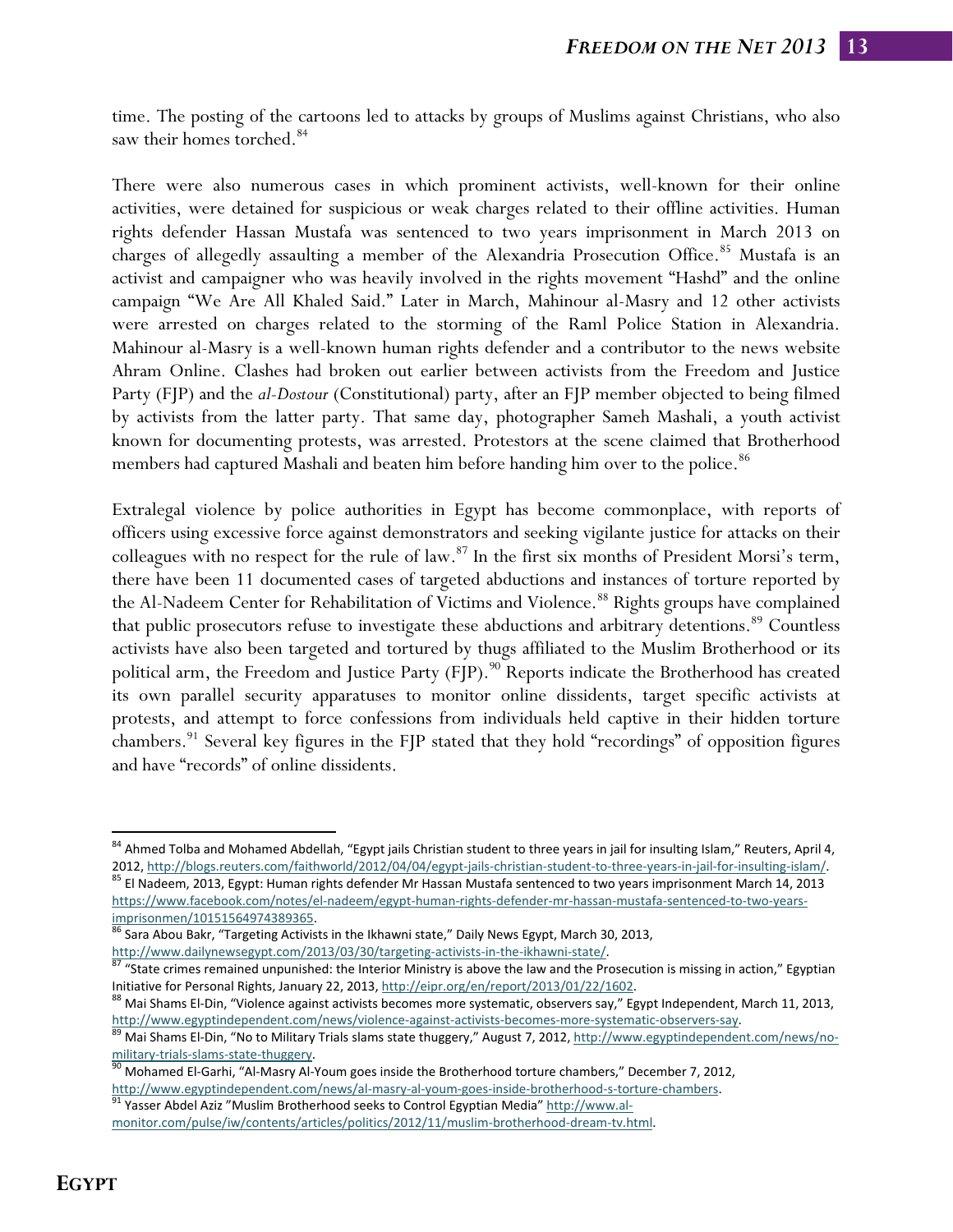time. The posting of the cartoons led to attacks by groups of Muslims against Christians, who also saw their homes torched.[84]

There were also numerous cases in which prominent activists, well-known for their online activities, were detained for suspicious or weak charges related to their offline activities. Human rights defender Hassan Mustafa was sentenced to two years imprisonment in March 2013 on charges of allegedly assaulting a member of the Alexandria Prosecution Office.[85] Mustafa is an activist and campaigner who was heavily involved in the rights movement "Hashd" and the online campaign "We Are All Khaled Said." Later in March, Mahinour al-Masry and 12 other activists were arrested on charges related to the storming of the Raml Police Station in Alexandria. Mahinour al-Masry is a well-known human rights defender and a contributor to the news website Ahram Online. Clashes had broken out earlier between activists from the Freedom and Justice Party (FJP) and the *al-Dostour* (Constitutional) party, after an FJP member objected to being filmed by activists from the latter party. That same day, photographer Sameh Mashali, a youth activist known for documenting protests, was arrested. Protestors at the scene claimed that Brotherhood members had captured Mashali and beaten him before handing him over to the police.[86]

Extralegal violence by police authorities in Egypt has become commonplace, with reports of officers using excessive force against demonstrators and seeking vigilante justice for attacks on their colleagues with no respect for the rule of law.[87] In the first six months of President Morsi's term, there have been 11 documented cases of targeted abductions and instances of torture reported by the Al-Nadeem Center for Rehabilitation of Victims and Violence.[88] Rights groups have complained that public prosecutors refuse to investigate these abductions and arbitrary detentions.[89] Countless activists have also been targeted and tortured by thugs affiliated to the Muslim Brotherhood or its political arm, the Freedom and Justice Party (FJP).[90] Reports indicate the Brotherhood has created its own parallel security apparatuses to monitor online dissidents, target specific activists at protests, and attempt to force confessions from individuals held captive in their hidden torture chambers.[91] Several key figures in the FJP stated that they hold "recordings" of opposition figures and have "records" of online dissidents.

---

[84] Ahmed Tolba and Mohamed Abdellah, "Egypt jails Christian student to three years in jail for insulting Islam," Reuters, April 4, 2012, http://blogs.reuters.com/faithworld/2012/04/04/egypt-jails-christian-student-to-three-years-in-jail-for-insulting-islam/.

[85] El Nadeem, 2013, Egypt: Human rights defender Mr Hassan Mustafa sentenced to two years imprisonment March 14, 2013 https://www.facebook.com/notes/el-nadeem/egypt-human-rights-defender-mr-hassan-mustafa-sentenced-to-two-years-imprisonmen/10151564974389365.

[86] Sara Abou Bakr, "Targeting Activists in the Ikhawni state," Daily News Egypt, March 30, 2013, http://www.dailynewsegypt.com/2013/03/30/targeting-activists-in-the-ikhawni-state/.

[87] "State crimes remained unpunished: the Interior Ministry is above the law and the Prosecution is missing in action," Egyptian Initiative for Personal Rights, January 22, 2013, http://eipr.org/en/report/2013/01/22/1602.

[88] Mai Shams El-Din, "Violence against activists becomes more systematic, observers say," Egypt Independent, March 11, 2013, http://www.egyptindependent.com/news/violence-against-activists-becomes-more-systematic-observers-say.

[89] Mai Shams El-Din, "No to Military Trials slams state thuggery," August 7, 2012, http://www.egyptindependent.com/news/no-military-trials-slams-state-thuggery.

[90] Mohamed El-Garhi, "Al-Masry Al-Youm goes inside the Brotherhood torture chambers," December 7, 2012, http://www.egyptindependent.com/news/al-masry-al-youm-goes-inside-brotherhood-s-torture-chambers.

[91] Yasser Abdel Aziz "Muslim Brotherhood seeks to Control Egyptian Media" http://www.al-monitor.com/pulse/iw/contents/articles/politics/2012/11/muslim-brotherhood-dream-tv.html.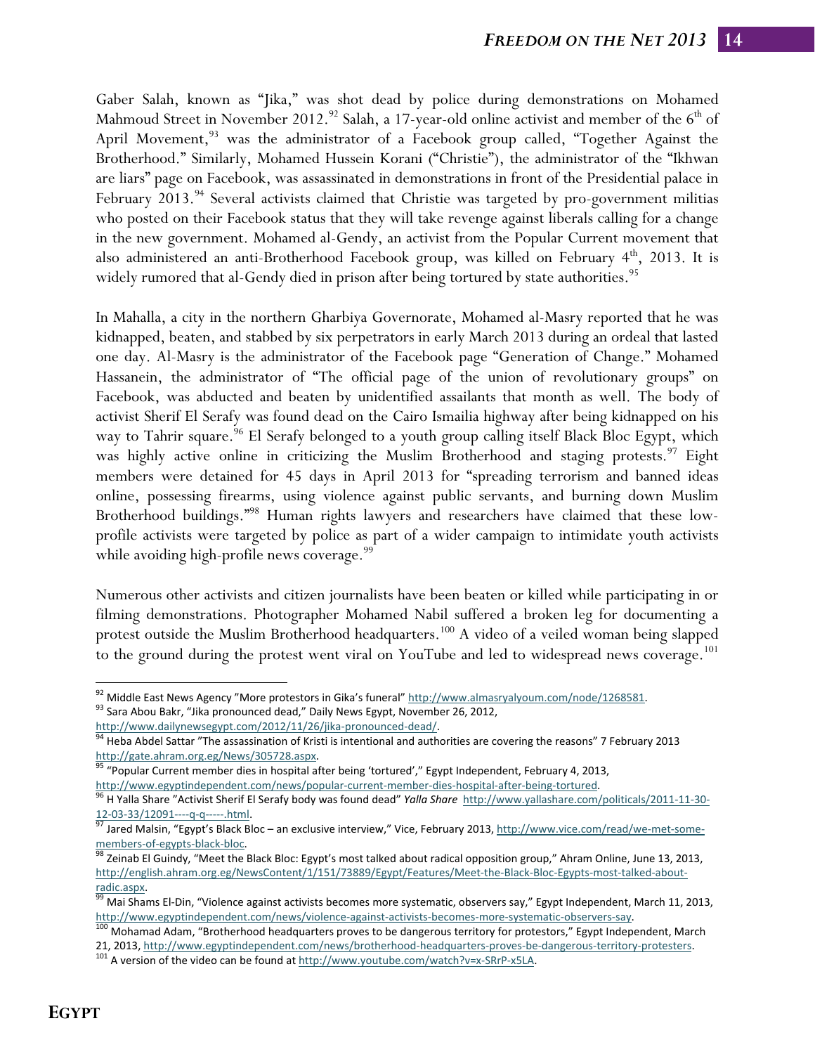Gaber Salah, known as "Jika," was shot dead by police during demonstrations on Mohamed Mahmoud Street in November 2012.[92] Salah, a 17-year-old online activist and member of the 6th of April Movement,[93] was the administrator of a Facebook group called, "Together Against the Brotherhood." Similarly, Mohamed Hussein Korani ("Christie"), the administrator of the "Ikhwan are liars" page on Facebook, was assassinated in demonstrations in front of the Presidential palace in February 2013.[94] Several activists claimed that Christie was targeted by pro-government militias who posted on their Facebook status that they will take revenge against liberals calling for a change in the new government. Mohamed al-Gendy, an activist from the Popular Current movement that also administered an anti-Brotherhood Facebook group, was killed on February 4th, 2013. It is widely rumored that al-Gendy died in prison after being tortured by state authorities.[95]

In Mahalla, a city in the northern Gharbiya Governorate, Mohamed al-Masry reported that he was kidnapped, beaten, and stabbed by six perpetrators in early March 2013 during an ordeal that lasted one day. Al-Masry is the administrator of the Facebook page "Generation of Change." Mohamed Hassanein, the administrator of "The official page of the union of revolutionary groups" on Facebook, was abducted and beaten by unidentified assailants that month as well. The body of activist Sherif El Serafy was found dead on the Cairo Ismailia highway after being kidnapped on his way to Tahrir square.[96] El Serafy belonged to a youth group calling itself Black Bloc Egypt, which was highly active online in criticizing the Muslim Brotherhood and staging protests.[97] Eight members were detained for 45 days in April 2013 for "spreading terrorism and banned ideas online, possessing firearms, using violence against public servants, and burning down Muslim Brotherhood buildings."[98] Human rights lawyers and researchers have claimed that these low-profile activists were targeted by police as part of a wider campaign to intimidate youth activists while avoiding high-profile news coverage.[99]

Numerous other activists and citizen journalists have been beaten or killed while participating in or filming demonstrations. Photographer Mohamed Nabil suffered a broken leg for documenting a protest outside the Muslim Brotherhood headquarters.[100] A video of a veiled woman being slapped to the ground during the protest went viral on YouTube and led to widespread news coverage.[101]

---

[92] Middle East News Agency "More protestors in Gika's funeral" http://www.almasryalyoum.com/node/1268581.

[93] Sara Abou Bakr, "Jika pronounced dead," Daily News Egypt, November 26, 2012, http://www.dailynewsegypt.com/2012/11/26/jika-pronounced-dead/.

[94] Heba Abdel Sattar "The assassination of Kristi is intentional and authorities are covering the reasons" 7 February 2013 http://gate.ahram.org.eg/News/305728.aspx.

[95] "Popular Current member dies in hospital after being 'tortured'," Egypt Independent, February 4, 2013, http://www.egyptindependent.com/news/popular-current-member-dies-hospital-after-being-tortured.

[96] H Yalla Share "Activist Sherif El Serafy body was found dead" *Yalla Share* http://www.yallashare.com/politicals/2011-11-30-12-03-33/12091----q-q-----.html.

[97] Jared Malsin, "Egypt's Black Bloc – an exclusive interview," Vice, February 2013, http://www.vice.com/read/we-met-some-members-of-egypts-black-bloc.

[98] Zeinab El Guindy, "Meet the Black Bloc: Egypt's most talked about radical opposition group," Ahram Online, June 13, 2013, http://english.ahram.org.eg/NewsContent/1/151/73889/Egypt/Features/Meet-the-Black-Bloc-Egypts-most-talked-about-radic.aspx.

[99] Mai Shams El-Din, "Violence against activists becomes more systematic, observers say," Egypt Independent, March 11, 2013, http://www.egyptindependent.com/news/violence-against-activists-becomes-more-systematic-observers-say.

[100] Mohamad Adam, "Brotherhood headquarters proves to be dangerous territory for protestors," Egypt Independent, March 21, 2013, http://www.egyptindependent.com/news/brotherhood-headquarters-proves-be-dangerous-territory-protesters.

[101] A version of the video can be found at http://www.youtube.com/watch?v=x-SRrP-x5LA.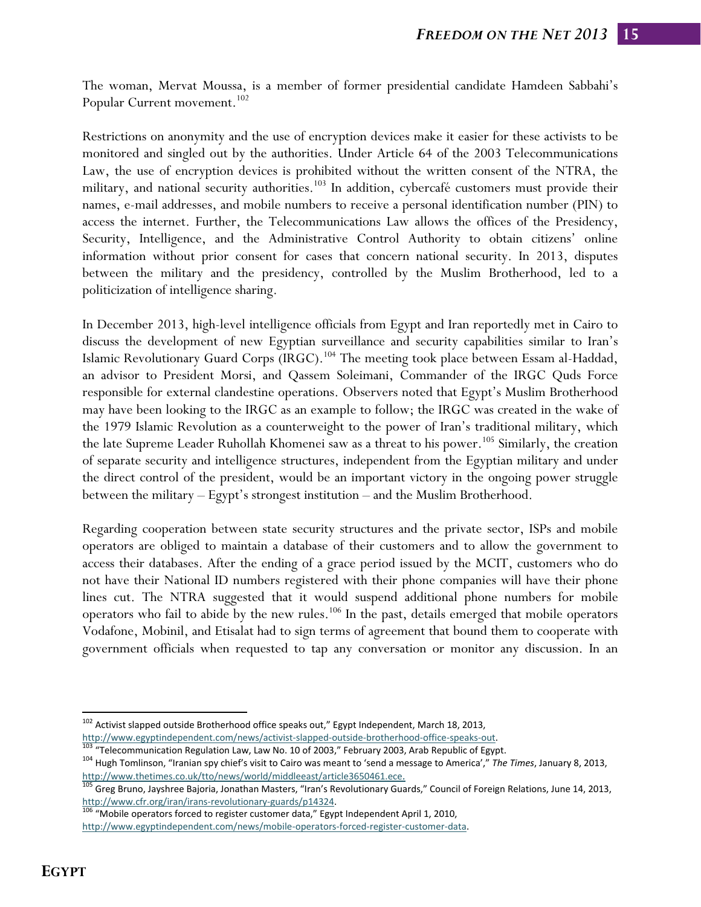The woman, Mervat Moussa, is a member of former presidential candidate Hamdeen Sabbahi's Popular Current movement.[102]

Restrictions on anonymity and the use of encryption devices make it easier for these activists to be monitored and singled out by the authorities. Under Article 64 of the 2003 Telecommunications Law, the use of encryption devices is prohibited without the written consent of the NTRA, the military, and national security authorities.[103] In addition, cybercafé customers must provide their names, e-mail addresses, and mobile numbers to receive a personal identification number (PIN) to access the internet. Further, the Telecommunications Law allows the offices of the Presidency, Security, Intelligence, and the Administrative Control Authority to obtain citizens' online information without prior consent for cases that concern national security. In 2013, disputes between the military and the presidency, controlled by the Muslim Brotherhood, led to a politicization of intelligence sharing.

In December 2013, high-level intelligence officials from Egypt and Iran reportedly met in Cairo to discuss the development of new Egyptian surveillance and security capabilities similar to Iran's Islamic Revolutionary Guard Corps (IRGC).[104] The meeting took place between Essam al-Haddad, an advisor to President Morsi, and Qassem Soleimani, Commander of the IRGC Quds Force responsible for external clandestine operations. Observers noted that Egypt's Muslim Brotherhood may have been looking to the IRGC as an example to follow; the IRGC was created in the wake of the 1979 Islamic Revolution as a counterweight to the power of Iran's traditional military, which the late Supreme Leader Ruhollah Khomenei saw as a threat to his power.[105] Similarly, the creation of separate security and intelligence structures, independent from the Egyptian military and under the direct control of the president, would be an important victory in the ongoing power struggle between the military – Egypt's strongest institution – and the Muslim Brotherhood.

Regarding cooperation between state security structures and the private sector, ISPs and mobile operators are obliged to maintain a database of their customers and to allow the government to access their databases. After the ending of a grace period issued by the MCIT, customers who do not have their National ID numbers registered with their phone companies will have their phone lines cut. The NTRA suggested that it would suspend additional phone numbers for mobile operators who fail to abide by the new rules.[106] In the past, details emerged that mobile operators Vodafone, Mobinil, and Etisalat had to sign terms of agreement that bound them to cooperate with government officials when requested to tap any conversation or monitor any discussion. In an

---

[102] Activist slapped outside Brotherhood office speaks out," Egypt Independent, March 18, 2013, http://www.egyptindependent.com/news/activist-slapped-outside-brotherhood-office-speaks-out.

[103] "Telecommunication Regulation Law, Law No. 10 of 2003," February 2003, Arab Republic of Egypt.

[104] Hugh Tomlinson, "Iranian spy chief's visit to Cairo was meant to 'send a message to America'," *The Times*, January 8, 2013, http://www.thetimes.co.uk/tto/news/world/middleeast/article3650461.ece.

[105] Greg Bruno, Jayshree Bajoria, Jonathan Masters, "Iran's Revolutionary Guards," Council of Foreign Relations, June 14, 2013, http://www.cfr.org/iran/irans-revolutionary-guards/p14324.

[106] "Mobile operators forced to register customer data," Egypt Independent April 1, 2010, http://www.egyptindependent.com/news/mobile-operators-forced-register-customer-data.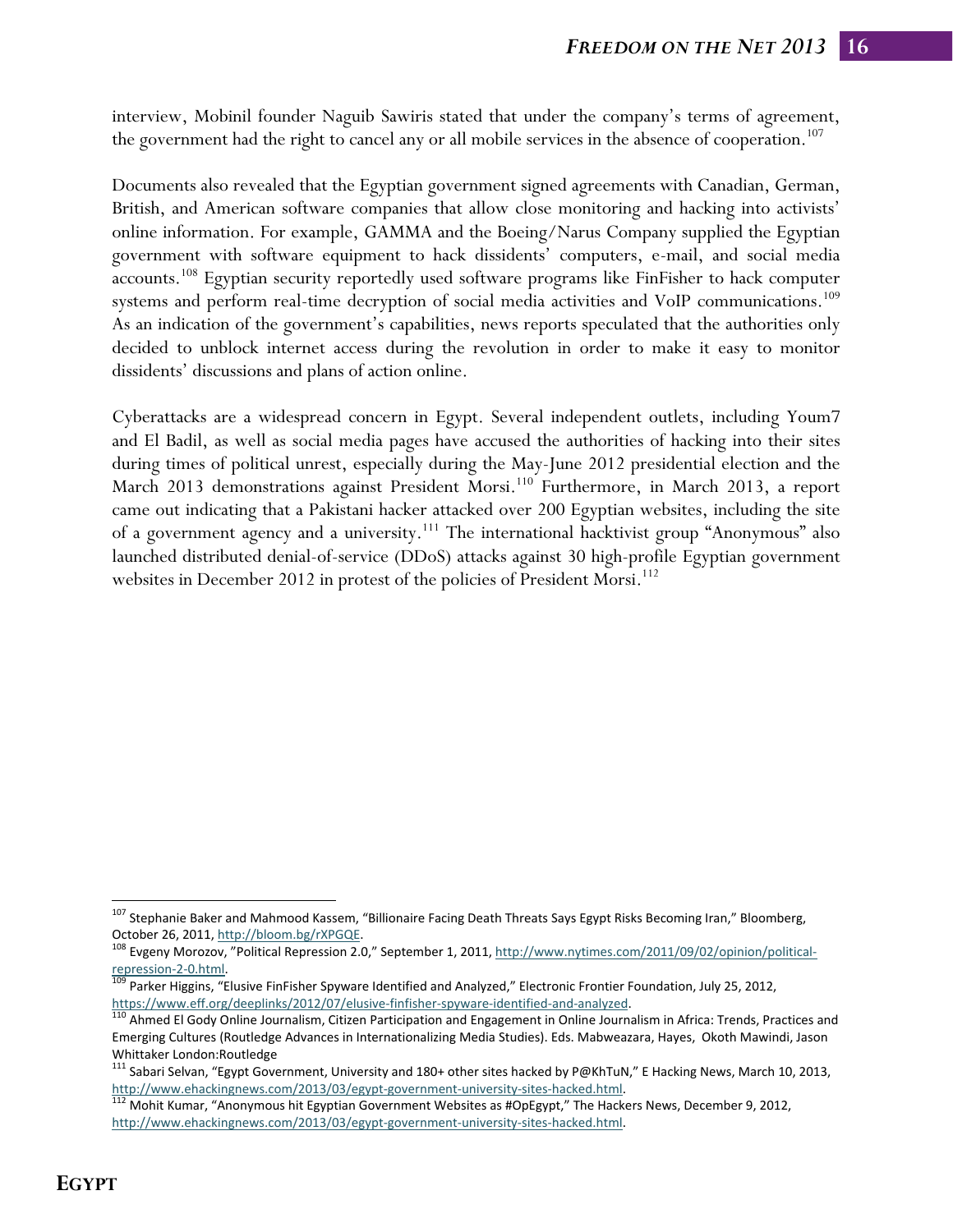interview, Mobinil founder Naguib Sawiris stated that under the company's terms of agreement, the government had the right to cancel any or all mobile services in the absence of cooperation.[107]

Documents also revealed that the Egyptian government signed agreements with Canadian, German, British, and American software companies that allow close monitoring and hacking into activists' online information. For example, GAMMA and the Boeing/Narus Company supplied the Egyptian government with software equipment to hack dissidents' computers, e-mail, and social media accounts.[108] Egyptian security reportedly used software programs like FinFisher to hack computer systems and perform real-time decryption of social media activities and VoIP communications.[109] As an indication of the government's capabilities, news reports speculated that the authorities only decided to unblock internet access during the revolution in order to make it easy to monitor dissidents' discussions and plans of action online.

Cyberattacks are a widespread concern in Egypt. Several independent outlets, including Youm7 and El Badil, as well as social media pages have accused the authorities of hacking into their sites during times of political unrest, especially during the May-June 2012 presidential election and the March 2013 demonstrations against President Morsi.[110] Furthermore, in March 2013, a report came out indicating that a Pakistani hacker attacked over 200 Egyptian websites, including the site of a government agency and a university.[111] The international hacktivist group "Anonymous" also launched distributed denial-of-service (DDoS) attacks against 30 high-profile Egyptian government websites in December 2012 in protest of the policies of President Morsi.[112]

---

[107] Stephanie Baker and Mahmood Kassem, "Billionaire Facing Death Threats Says Egypt Risks Becoming Iran," Bloomberg, October 26, 2011, http://bloom.bg/rXPGQE.

[108] Evgeny Morozov, "Political Repression 2.0," September 1, 2011, http://www.nytimes.com/2011/09/02/opinion/political-repression-2-0.html.

[109] Parker Higgins, "Elusive FinFisher Spyware Identified and Analyzed," Electronic Frontier Foundation, July 25, 2012, https://www.eff.org/deeplinks/2012/07/elusive-finfisher-spyware-identified-and-analyzed.

[110] Ahmed El Gody Online Journalism, Citizen Participation and Engagement in Online Journalism in Africa: Trends, Practices and Emerging Cultures (Routledge Advances in Internationalizing Media Studies). Eds. Mabweazara, Hayes, Okoth Mawindi, Jason Whittaker London:Routledge

[111] Sabari Selvan, "Egypt Government, University and 180+ other sites hacked by P@KhTuN," E Hacking News, March 10, 2013, http://www.ehackingnews.com/2013/03/egypt-government-university-sites-hacked.html.

[112] Mohit Kumar, "Anonymous hit Egyptian Government Websites as #OpEgypt," The Hackers News, December 9, 2012, http://www.ehackingnews.com/2013/03/egypt-government-university-sites-hacked.html.